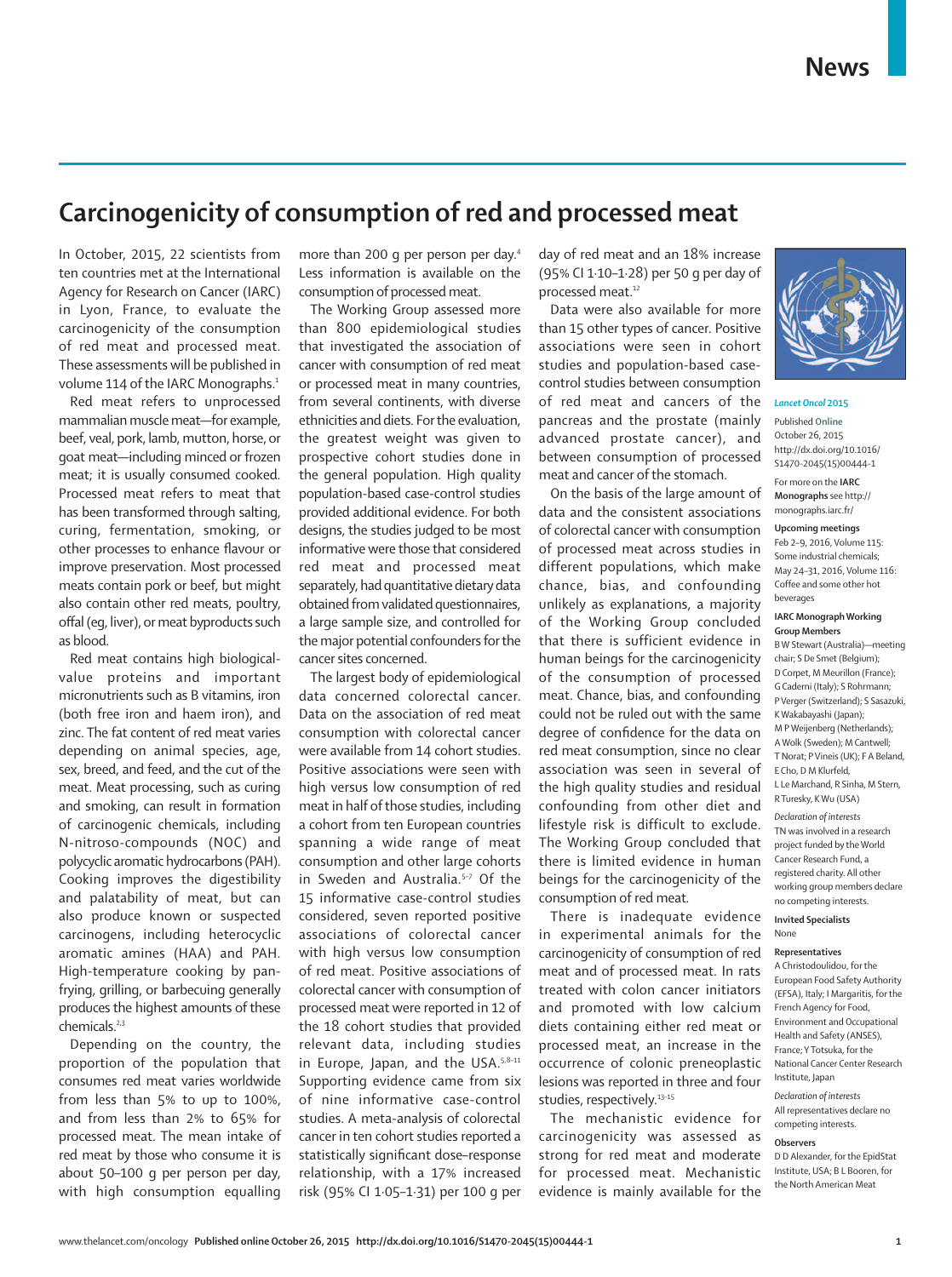# Carcinogenicity of consumption of red and processed meat

In October, 2015, 22 scientists from ten countries met at the International Agency for Research on Cancer (IARC) in Lyon, France, to evaluate the carcinogenicity of the consumption of red meat and processed meat. These assessments will be published in volume 114 of the IARC Monographs.[1]

Red meat refers to unprocessed mammalian muscle meat—for example, beef, veal, pork, lamb, mutton, horse, or goat meat—including minced or frozen meat; it is usually consumed cooked. Processed meat refers to meat that has been transformed through salting, curing, fermentation, smoking, or other processes to enhance flavour or improve preservation. Most processed meats contain pork or beef, but might also contain other red meats, poultry, offal (eg, liver), or meat byproducts such as blood.

Red meat contains high biological-value proteins and important micronutrients such as B vitamins, iron (both free iron and haem iron), and zinc. The fat content of red meat varies depending on animal species, age, sex, breed, and feed, and the cut of the meat. Meat processing, such as curing and smoking, can result in formation of carcinogenic chemicals, including N-nitroso-compounds (NOC) and polycyclic aromatic hydrocarbons (PAH). Cooking improves the digestibility and palatability of meat, but can also produce known or suspected carcinogens, including heterocyclic aromatic amines (HAA) and PAH. High-temperature cooking by pan-frying, grilling, or barbecuing generally produces the highest amounts of these chemicals.[2,3]

Depending on the country, the proportion of the population that consumes red meat varies worldwide from less than 5% to up to 100%, and from less than 2% to 65% for processed meat. The mean intake of red meat by those who consume it is about 50–100 g per person per day, with high consumption equalling more than 200 g per person per day.[4] Less information is available on the consumption of processed meat.

The Working Group assessed more than 800 epidemiological studies that investigated the association of cancer with consumption of red meat or processed meat in many countries, from several continents, with diverse ethnicities and diets. For the evaluation, the greatest weight was given to prospective cohort studies done in the general population. High quality population-based case-control studies provided additional evidence. For both designs, the studies judged to be most informative were those that considered red meat and processed meat separately, had quantitative dietary data obtained from validated questionnaires, a large sample size, and controlled for the major potential confounders for the cancer sites concerned.

The largest body of epidemiological data concerned colorectal cancer. Data on the association of red meat consumption with colorectal cancer were available from 14 cohort studies. Positive associations were seen with high versus low consumption of red meat in half of those studies, including a cohort from ten European countries spanning a wide range of meat consumption and other large cohorts in Sweden and Australia.[5–7] Of the 15 informative case-control studies considered, seven reported positive associations of colorectal cancer with high versus low consumption of red meat. Positive associations of colorectal cancer with consumption of processed meat were reported in 12 of the 18 cohort studies that provided relevant data, including studies in Europe, Japan, and the USA.[5,8–11] Supporting evidence came from six of nine informative case-control studies. A meta-analysis of colorectal cancer in ten cohort studies reported a statistically significant dose–response relationship, with a 17% increased risk (95% CI 1·05–1·31) per 100 g per day of red meat and an 18% increase (95% CI 1·10–1·28) per 50 g per day of processed meat.[12]

Data were also available for more than 15 other types of cancer. Positive associations were seen in cohort studies and population-based case-control studies between consumption of red meat and cancers of the pancreas and the prostate (mainly advanced prostate cancer), and between consumption of processed meat and cancer of the stomach.

On the basis of the large amount of data and the consistent associations of colorectal cancer with consumption of processed meat across studies in different populations, which make chance, bias, and confounding unlikely as explanations, a majority of the Working Group concluded that there is sufficient evidence in human beings for the carcinogenicity of the consumption of processed meat. Chance, bias, and confounding could not be ruled out with the same degree of confidence for the data on red meat consumption, since no clear association was seen in several of the high quality studies and residual confounding from other diet and lifestyle risk is difficult to exclude. The Working Group concluded that there is limited evidence in human beings for the carcinogenicity of the consumption of red meat.

There is inadequate evidence in experimental animals for the carcinogenicity of consumption of red meat and of processed meat. In rats treated with colon cancer initiators and promoted with low calcium diets containing either red meat or processed meat, an increase in the occurrence of colonic preneoplastic lesions was reported in three and four studies, respectively.[13–15]

The mechanistic evidence for carcinogenicity was assessed as strong for red meat and moderate for processed meat. Mechanistic evidence is mainly available for the

*Lancet Oncol* 2015

Published Online October 26, 2015 http://dx.doi.org/10.1016/S1470-2045(15)00444-1

For more on the **IARC Monographs** see http://monographs.iarc.fr/

**Upcoming meetings**

Feb 2–9, 2016, Volume 115: Some industrial chemicals; May 24–31, 2016, Volume 116: Coffee and some other hot beverages

**IARC Monograph Working Group Members**

B W Stewart (Australia)—meeting chair; S De Smet (Belgium); D Corpet, M Meurillon (France); G Caderni (Italy); S Rohrmann; P Verger (Switzerland); S Sasazuki, K Wakabayashi (Japan); M P Weijenberg (Netherlands); A Wolk (Sweden); M Cantwell; T Norat; P Vineis (UK); F A Beland, E Cho, D M Klurfeld, L Le Marchand, R Sinha, M Stern, R Turesky, K Wu (USA)

*Declaration of interests*

TN was involved in a research project funded by the World Cancer Research Fund, a registered charity. All other working group members declare no competing interests.

**Invited Specialists**

None

**Representatives**

A Christodoulidou, for the European Food Safety Authority (EFSA), Italy; I Margaritis, for the French Agency for Food, Environment and Occupational Health and Safety (ANSES), France; Y Totsuka, for the National Cancer Center Research Institute, Japan

*Declaration of interests*

All representatives declare no competing interests.

**Observers**

D D Alexander, for the EpidStat Institute, USA; B L Booren, for the North American Meat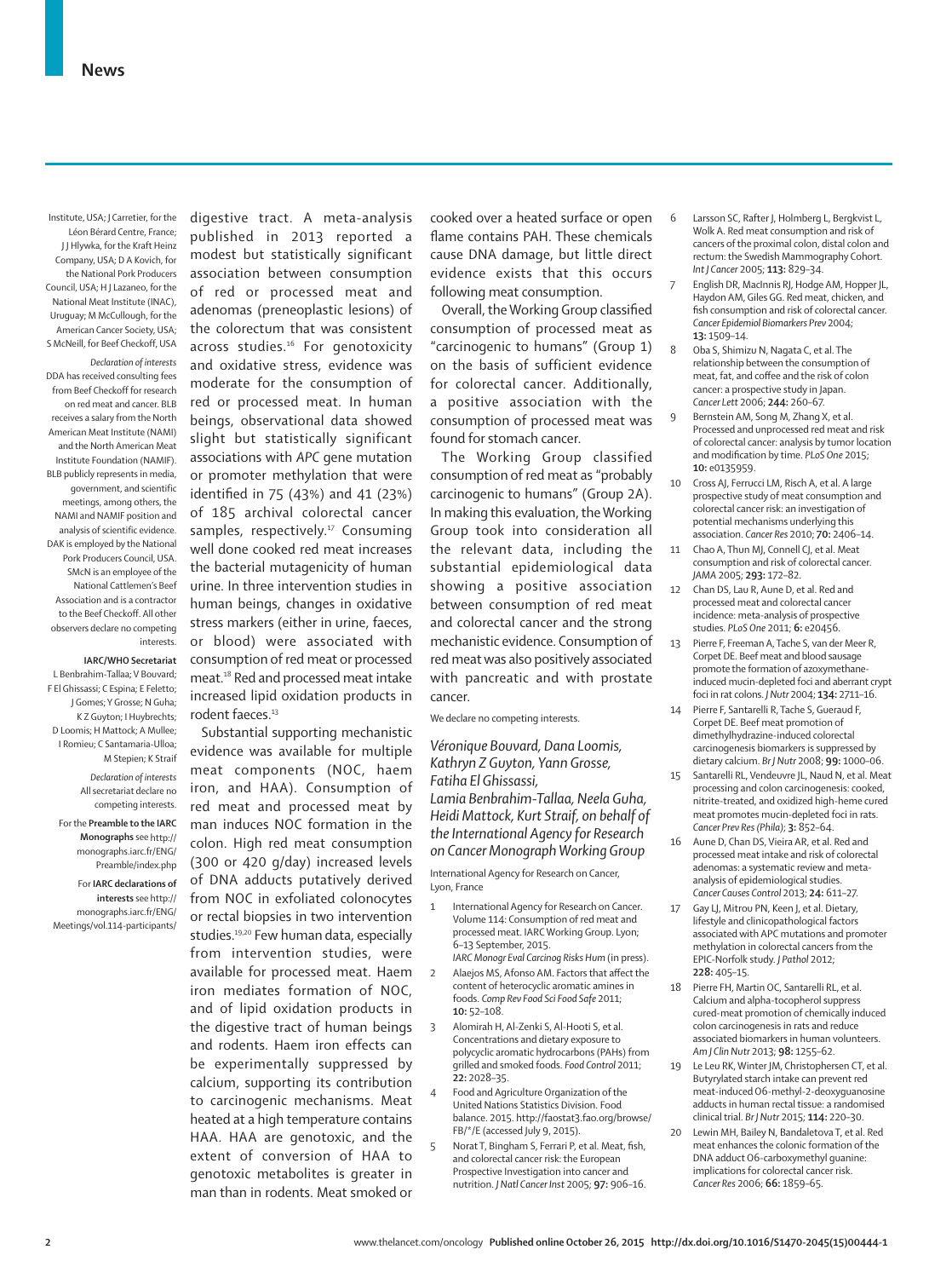Institute, USA; J Carretier, for the Léon Bérard Centre, France; J J Hlywka, for the Kraft Heinz Company, USA; D A Kovich, for the National Pork Producers Council, USA; H J Lazaneo, for the National Meat Institute (INAC), Uruguay; M McCullough, for the American Cancer Society, USA; S McNeill, for Beef Checkoff, USA

*Declaration of interests*
DDA has received consulting fees from Beef Checkoff for research on red meat and cancer. BLB receives a salary from the North American Meat Institute (NAMI) and the North American Meat Institute Foundation (NAMIF). BLB publicly represents in media, government, and scientific meetings, among others, the NAMI and NAMIF position and analysis of scientific evidence. DAK is employed by the National Pork Producers Council, USA. SMcN is an employee of the National Cattlemen's Beef Association and is a contractor to the Beef Checkoff. All other observers declare no competing interests.

**IARC/WHO Secretariat**
L Benbrahim-Tallaa; V Bouvard; F El Ghissassi; C Espina; E Feletto; J Gomes; Y Grosse; N Guha; K Z Guyton; I Huybrechts; D Loomis; H Mattock; A Mullee; I Romieu; C Santamaria-Ulloa; M Stepien; K Straif

*Declaration of interests*
All secretariat declare no competing interests.

For the **Preamble to the IARC Monographs** see http://monographs.iarc.fr/ENG/Preamble/index.php

For **IARC declarations of interests** see http://monographs.iarc.fr/ENG/Meetings/vol.114-participants/

digestive tract. A meta-analysis published in 2013 reported a modest but statistically significant association between consumption of red or processed meat and adenomas (preneoplastic lesions) of the colorectum that was consistent across studies.[16] For genotoxicity and oxidative stress, evidence was moderate for the consumption of red or processed meat. In human beings, observational data showed slight but statistically significant associations with *APC* gene mutation or promoter methylation that were identified in 75 (43%) and 41 (23%) of 185 archival colorectal cancer samples, respectively.[17] Consuming well done cooked red meat increases the bacterial mutagenicity of human urine. In three intervention studies in human beings, changes in oxidative stress markers (either in urine, faeces, or blood) were associated with consumption of red meat or processed meat.[18] Red and processed meat intake increased lipid oxidation products in rodent faeces.[13]

Substantial supporting mechanistic evidence was available for multiple meat components (NOC, haem iron, and HAA). Consumption of red meat and processed meat by man induces NOC formation in the colon. High red meat consumption (300 or 420 g/day) increased levels of DNA adducts putatively derived from NOC in exfoliated colonocytes or rectal biopsies in two intervention studies.[19,20] Few human data, especially from intervention studies, were available for processed meat. Haem iron mediates formation of NOC, and of lipid oxidation products in the digestive tract of human beings and rodents. Haem iron effects can be experimentally suppressed by calcium, supporting its contribution to carcinogenic mechanisms. Meat heated at a high temperature contains HAA. HAA are genotoxic, and the extent of conversion of HAA to genotoxic metabolites is greater in man than in rodents. Meat smoked or cooked over a heated surface or open flame contains PAH. These chemicals cause DNA damage, but little direct evidence exists that this occurs following meat consumption.

Overall, the Working Group classified consumption of processed meat as "carcinogenic to humans" (Group 1) on the basis of sufficient evidence for colorectal cancer. Additionally, a positive association with the consumption of processed meat was found for stomach cancer.

The Working Group classified consumption of red meat as "probably carcinogenic to humans" (Group 2A). In making this evaluation, the Working Group took into consideration all the relevant data, including the substantial epidemiological data showing a positive association between consumption of red meat and colorectal cancer and the strong mechanistic evidence. Consumption of red meat was also positively associated with pancreatic and with prostate cancer.

We declare no competing interests.

*Véronique Bouvard, Dana Loomis, Kathryn Z Guyton, Yann Grosse, Fatiha El Ghissassi, Lamia Benbrahim-Tallaa, Neela Guha, Heidi Mattock, Kurt Straif, on behalf of the International Agency for Research on Cancer Monograph Working Group*

International Agency for Research on Cancer, Lyon, France

1. International Agency for Research on Cancer. Volume 114: Consumption of red meat and processed meat. IARC Working Group. Lyon; 6–13 September, 2015. *IARC Monogr Eval Carcinog Risks Hum* (in press).
2. Alaejos MS, Afonso AM. Factors that affect the content of heterocyclic aromatic amines in foods. *Comp Rev Food Sci Food Safe* 2011; **10:** 52–108.
3. Alomirah H, Al-Zenki S, Al-Hooti S, et al. Concentrations and dietary exposure to polycyclic aromatic hydrocarbons (PAHs) from grilled and smoked foods. *Food Control* 2011; **22:** 2028–35.
4. Food and Agriculture Organization of the United Nations Statistics Division. Food balance. 2015. http://faostat3.fao.org/browse/FB/*/E (accessed July 9, 2015).
5. Norat T, Bingham S, Ferrari P, et al. Meat, fish, and colorectal cancer risk: the European Prospective Investigation into cancer and nutrition. *J Natl Cancer Inst* 2005; **97:** 906–16.
6. Larsson SC, Rafter J, Holmberg L, Bergkvist L, Wolk A. Red meat consumption and risk of cancers of the proximal colon, distal colon and rectum: the Swedish Mammography Cohort. *Int J Cancer* 2005; **113:** 829–34.
7. English DR, MacInnis RJ, Hodge AM, Hopper JL, Haydon AM, Giles GG. Red meat, chicken, and fish consumption and risk of colorectal cancer. *Cancer Epidemiol Biomarkers Prev* 2004; **13:** 1509–14.
8. Oba S, Shimizu N, Nagata C, et al. The relationship between the consumption of meat, fat, and coffee and the risk of colon cancer: a prospective study in Japan. *Cancer Lett* 2006; **244:** 260–67.
9. Bernstein AM, Song M, Zhang X, et al. Processed and unprocessed red meat and risk of colorectal cancer: analysis by tumor location and modification by time. *PLoS One* 2015; **10:** e0135959.
10. Cross AJ, Ferrucci LM, Risch A, et al. A large prospective study of meat consumption and colorectal cancer risk: an investigation of potential mechanisms underlying this association. *Cancer Res* 2010; **70:** 2406–14.
11. Chao A, Thun MJ, Connell CJ, et al. Meat consumption and risk of colorectal cancer. *JAMA* 2005; **293:** 172–82.
12. Chan DS, Lau R, Aune D, et al. Red and processed meat and colorectal cancer incidence: meta-analysis of prospective studies. *PLoS One* 2011; **6:** e20456.
13. Pierre F, Freeman A, Tache S, van der Meer R, Corpet DE. Beef meat and blood sausage promote the formation of azoxymethane-induced mucin-depleted foci and aberrant crypt foci in rat colons. *J Nutr* 2004; **134:** 2711–16.
14. Pierre F, Santarelli R, Tache S, Gueraud F, Corpet DE. Beef meat promotion of dimethylhydrazine-induced colorectal carcinogenesis biomarkers is suppressed by dietary calcium. *Br J Nutr* 2008; **99:** 1000–06.
15. Santarelli RL, Vendeuvre JL, Naud N, et al. Meat processing and colon carcinogenesis: cooked, nitrite-treated, and oxidized high-heme cured meat promotes mucin-depleted foci in rats. *Cancer Prev Res (Phila)*; **3:** 852–64.
16. Aune D, Chan DS, Vieira AR, et al. Red and processed meat intake and risk of colorectal adenomas: a systematic review and meta-analysis of epidemiological studies. *Cancer Causes Control* 2013; **24:** 611–27.
17. Gay LJ, Mitrou PN, Keen J, et al. Dietary, lifestyle and clinicopathological factors associated with APC mutations and promoter methylation in colorectal cancers from the EPIC-Norfolk study. *J Pathol* 2012; **228:** 405–15.
18. Pierre FH, Martin OC, Santarelli RL, et al. Calcium and alpha-tocopherol suppress cured-meat promotion of chemically induced colon carcinogenesis in rats and reduce associated biomarkers in human volunteers. *Am J Clin Nutr* 2013; **98:** 1255–62.
19. Le Leu RK, Winter JM, Christophersen CT, et al. Butyrylated starch intake can prevent red meat-induced O6-methyl-2-deoxyguanosine adducts in human rectal tissue: a randomised clinical trial. *Br J Nutr* 2015; **114:** 220–30.
20. Lewin MH, Bailey N, Bandaletova T, et al. Red meat enhances the colonic formation of the DNA adduct O6-carboxymethyl guanine: implications for colorectal cancer risk. *Cancer Res* 2006; **66:** 1859–65.